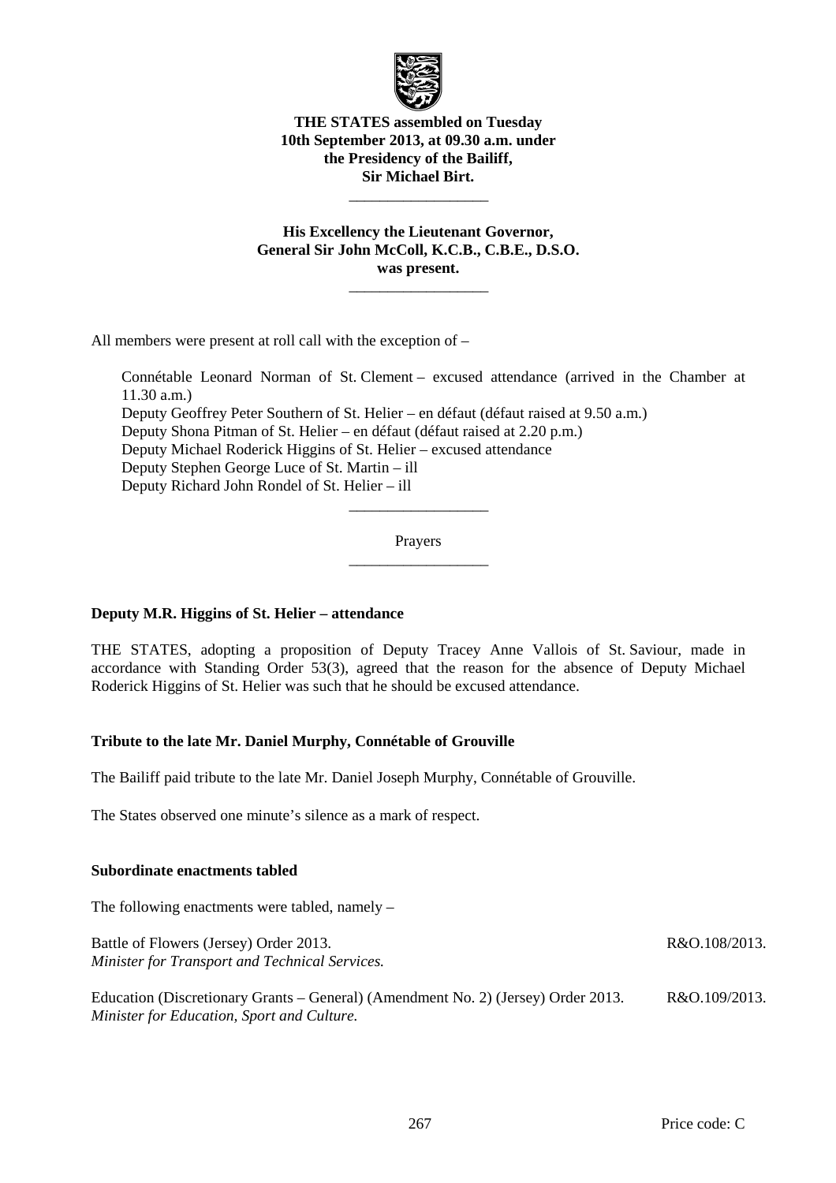**THE STATES assembled on Tuesday 10th September 2013, at 09.30 a.m. under the Presidency of the Bailiff, Sir Michael Birt.**

---

**His Excellency the Lieutenant Governor, General Sir John McColl, K.C.B., C.B.E., D.S.O. was present.**

---

All members were present at roll call with the exception of –

Connétable Leonard Norman of St. Clement – excused attendance (arrived in the Chamber at 11.30 a.m.)
Deputy Geoffrey Peter Southern of St. Helier – en défaut (défaut raised at 9.50 a.m.)
Deputy Shona Pitman of St. Helier – en défaut (défaut raised at 2.20 p.m.)
Deputy Michael Roderick Higgins of St. Helier – excused attendance
Deputy Stephen George Luce of St. Martin – ill
Deputy Richard John Rondel of St. Helier – ill

---

Prayers

---

**Deputy M.R. Higgins of St. Helier – attendance**

THE STATES, adopting a proposition of Deputy Tracey Anne Vallois of St. Saviour, made in accordance with Standing Order 53(3), agreed that the reason for the absence of Deputy Michael Roderick Higgins of St. Helier was such that he should be excused attendance.

**Tribute to the late Mr. Daniel Murphy, Connétable of Grouville**

The Bailiff paid tribute to the late Mr. Daniel Joseph Murphy, Connétable of Grouville.

The States observed one minute's silence as a mark of respect.

**Subordinate enactments tabled**

The following enactments were tabled, namely –

| | |
|---|---|
| Battle of Flowers (Jersey) Order 2013.<br>*Minister for Transport and Technical Services.* | R&O.108/2013. |
| Education (Discretionary Grants – General) (Amendment No. 2) (Jersey) Order 2013.<br>*Minister for Education, Sport and Culture.* | R&O.109/2013. |

Price code: C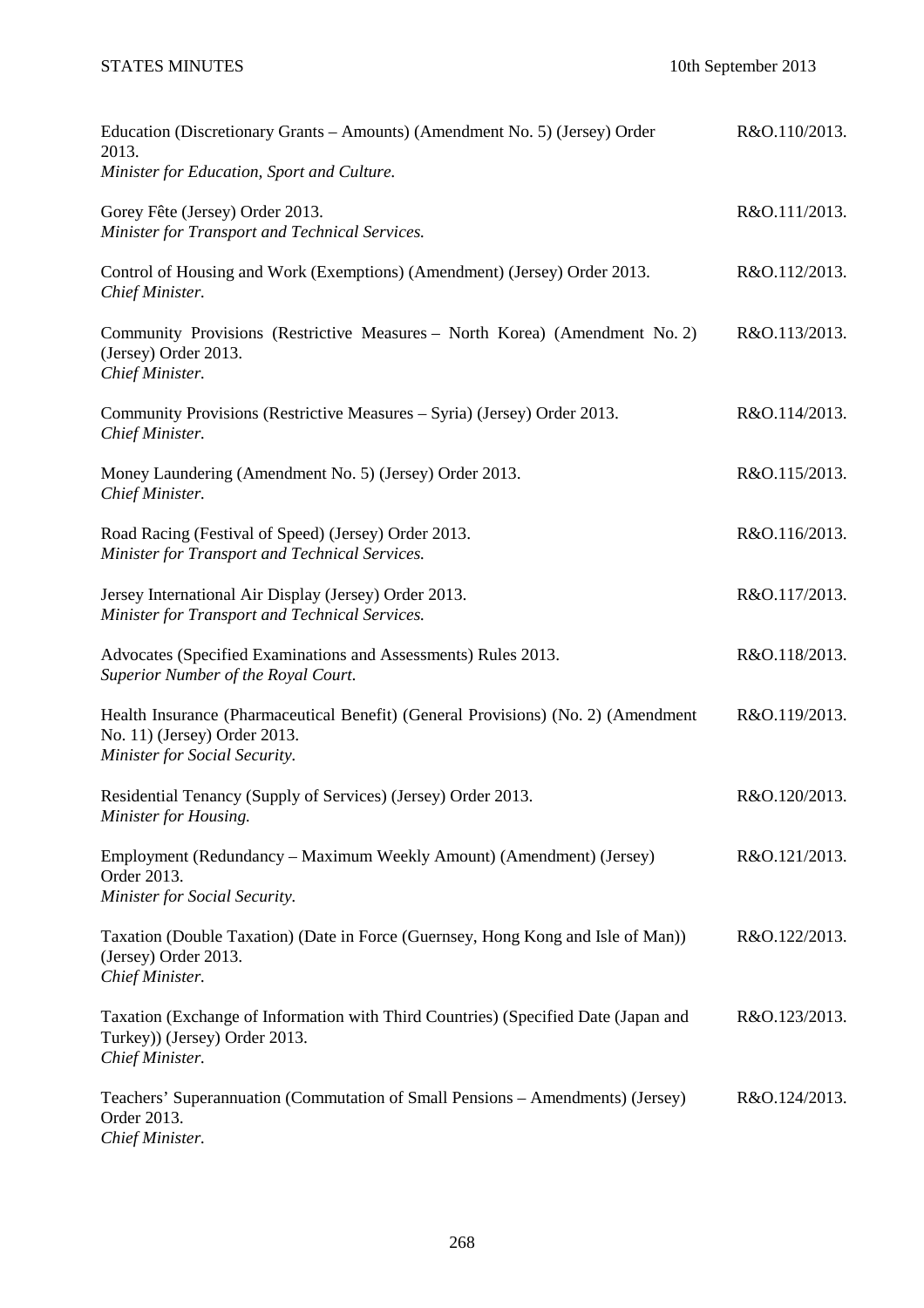| | |
|---|---|
| Education (Discretionary Grants – Amounts) (Amendment No. 5) (Jersey) Order 2013.<br>*Minister for Education, Sport and Culture.* | R&O.110/2013. |
| Gorey Fête (Jersey) Order 2013.<br>*Minister for Transport and Technical Services.* | R&O.111/2013. |
| Control of Housing and Work (Exemptions) (Amendment) (Jersey) Order 2013.<br>*Chief Minister.* | R&O.112/2013. |
| Community Provisions (Restrictive Measures – North Korea) (Amendment No. 2) (Jersey) Order 2013.<br>*Chief Minister.* | R&O.113/2013. |
| Community Provisions (Restrictive Measures – Syria) (Jersey) Order 2013.<br>*Chief Minister.* | R&O.114/2013. |
| Money Laundering (Amendment No. 5) (Jersey) Order 2013.<br>*Chief Minister.* | R&O.115/2013. |
| Road Racing (Festival of Speed) (Jersey) Order 2013.<br>*Minister for Transport and Technical Services.* | R&O.116/2013. |
| Jersey International Air Display (Jersey) Order 2013.<br>*Minister for Transport and Technical Services.* | R&O.117/2013. |
| Advocates (Specified Examinations and Assessments) Rules 2013.<br>*Superior Number of the Royal Court.* | R&O.118/2013. |
| Health Insurance (Pharmaceutical Benefit) (General Provisions) (No. 2) (Amendment No. 11) (Jersey) Order 2013.<br>*Minister for Social Security.* | R&O.119/2013. |
| Residential Tenancy (Supply of Services) (Jersey) Order 2013.<br>*Minister for Housing.* | R&O.120/2013. |
| Employment (Redundancy – Maximum Weekly Amount) (Amendment) (Jersey) Order 2013.<br>*Minister for Social Security.* | R&O.121/2013. |
| Taxation (Double Taxation) (Date in Force (Guernsey, Hong Kong and Isle of Man)) (Jersey) Order 2013.<br>*Chief Minister.* | R&O.122/2013. |
| Taxation (Exchange of Information with Third Countries) (Specified Date (Japan and Turkey)) (Jersey) Order 2013.<br>*Chief Minister.* | R&O.123/2013. |
| Teachers' Superannuation (Commutation of Small Pensions – Amendments) (Jersey) Order 2013.<br>*Chief Minister.* | R&O.124/2013. |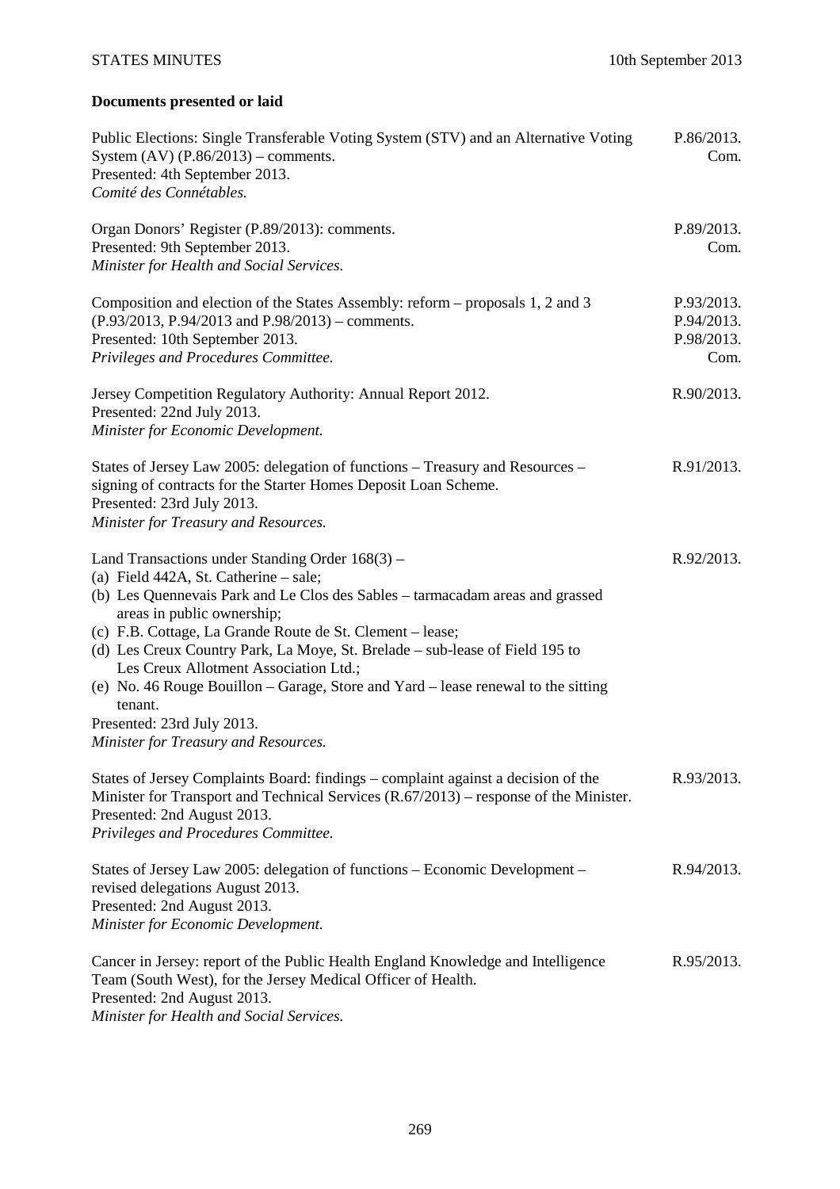## Documents presented or laid

| | |
|---|---|
| Public Elections: Single Transferable Voting System (STV) and an Alternative Voting System (AV) (P.86/2013) – comments.<br>Presented: 4th September 2013.<br>*Comité des Connétables.* | P.86/2013.<br>Com. |
| Organ Donors' Register (P.89/2013): comments.<br>Presented: 9th September 2013.<br>*Minister for Health and Social Services.* | P.89/2013.<br>Com. |
| Composition and election of the States Assembly: reform – proposals 1, 2 and 3 (P.93/2013, P.94/2013 and P.98/2013) – comments.<br>Presented: 10th September 2013.<br>*Privileges and Procedures Committee.* | P.93/2013.<br>P.94/2013.<br>P.98/2013.<br>Com. |
| Jersey Competition Regulatory Authority: Annual Report 2012.<br>Presented: 22nd July 2013.<br>*Minister for Economic Development.* | R.90/2013. |
| States of Jersey Law 2005: delegation of functions – Treasury and Resources – signing of contracts for the Starter Homes Deposit Loan Scheme.<br>Presented: 23rd July 2013.<br>*Minister for Treasury and Resources.* | R.91/2013. |
| Land Transactions under Standing Order 168(3) –<br>(a) Field 442A, St. Catherine – sale;<br>(b) Les Quennevais Park and Le Clos des Sables – tarmacadam areas and grassed areas in public ownership;<br>(c) F.B. Cottage, La Grande Route de St. Clement – lease;<br>(d) Les Creux Country Park, La Moye, St. Brelade – sub-lease of Field 195 to Les Creux Allotment Association Ltd.;<br>(e) No. 46 Rouge Bouillon – Garage, Store and Yard – lease renewal to the sitting tenant.<br>Presented: 23rd July 2013.<br>*Minister for Treasury and Resources.* | R.92/2013. |
| States of Jersey Complaints Board: findings – complaint against a decision of the Minister for Transport and Technical Services (R.67/2013) – response of the Minister.<br>Presented: 2nd August 2013.<br>*Privileges and Procedures Committee.* | R.93/2013. |
| States of Jersey Law 2005: delegation of functions – Economic Development – revised delegations August 2013.<br>Presented: 2nd August 2013.<br>*Minister for Economic Development.* | R.94/2013. |
| Cancer in Jersey: report of the Public Health England Knowledge and Intelligence Team (South West), for the Jersey Medical Officer of Health.<br>Presented: 2nd August 2013.<br>*Minister for Health and Social Services.* | R.95/2013. |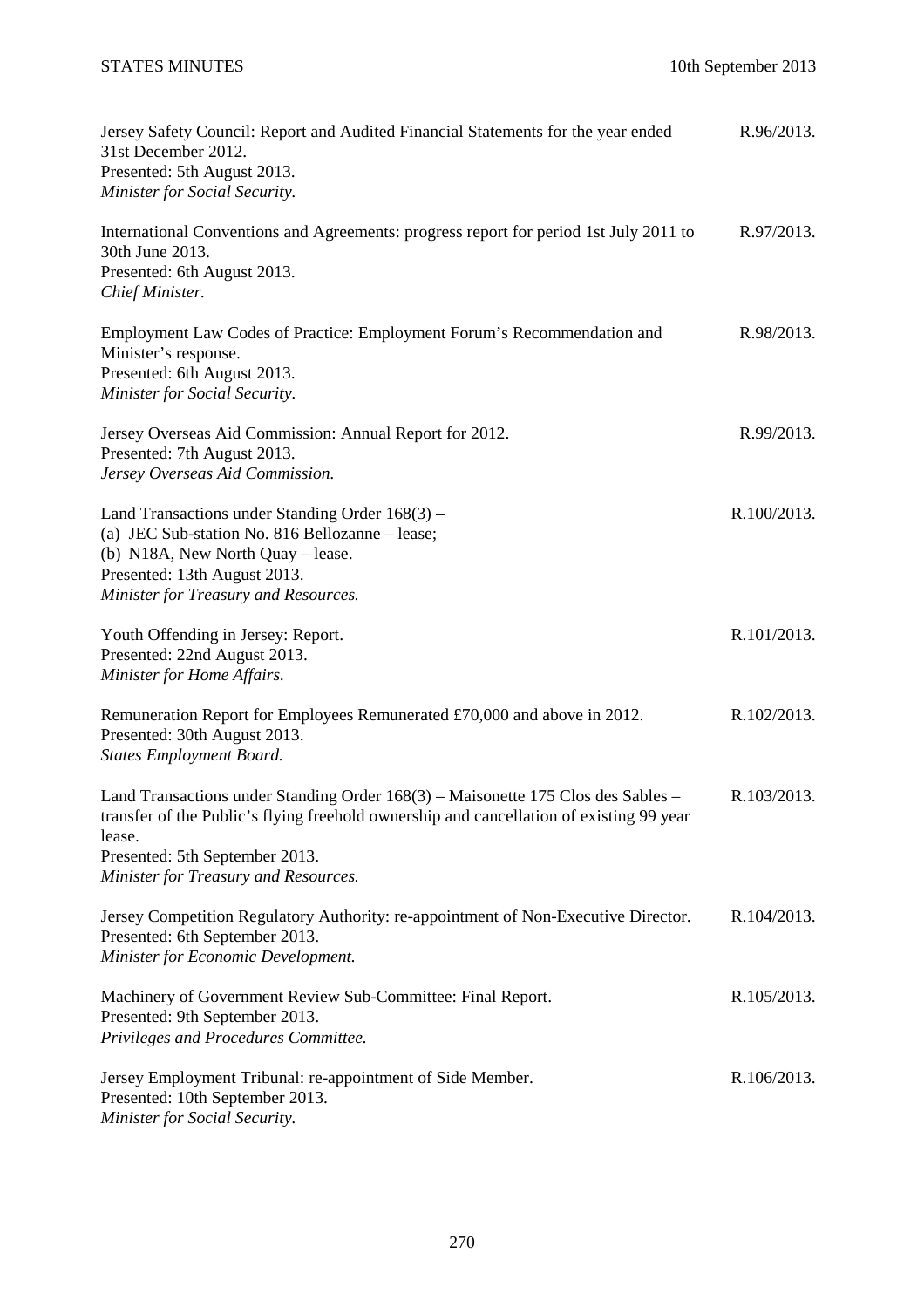Jersey Safety Council: Report and Audited Financial Statements for the year ended 31st December 2012.
Presented: 5th August 2013.
*Minister for Social Security.* — R.96/2013.

International Conventions and Agreements: progress report for period 1st July 2011 to 30th June 2013.
Presented: 6th August 2013.
*Chief Minister.* — R.97/2013.

Employment Law Codes of Practice: Employment Forum's Recommendation and Minister's response.
Presented: 6th August 2013.
*Minister for Social Security.* — R.98/2013.

Jersey Overseas Aid Commission: Annual Report for 2012.
Presented: 7th August 2013.
*Jersey Overseas Aid Commission.* — R.99/2013.

Land Transactions under Standing Order 168(3) –
(a) JEC Sub-station No. 816 Bellozanne – lease;
(b) N18A, New North Quay – lease.
Presented: 13th August 2013.
*Minister for Treasury and Resources.* — R.100/2013.

Youth Offending in Jersey: Report.
Presented: 22nd August 2013.
*Minister for Home Affairs.* — R.101/2013.

Remuneration Report for Employees Remunerated £70,000 and above in 2012.
Presented: 30th August 2013.
*States Employment Board.* — R.102/2013.

Land Transactions under Standing Order 168(3) – Maisonette 175 Clos des Sables – transfer of the Public's flying freehold ownership and cancellation of existing 99 year lease.
Presented: 5th September 2013.
*Minister for Treasury and Resources.* — R.103/2013.

Jersey Competition Regulatory Authority: re-appointment of Non-Executive Director.
Presented: 6th September 2013.
*Minister for Economic Development.* — R.104/2013.

Machinery of Government Review Sub-Committee: Final Report.
Presented: 9th September 2013.
*Privileges and Procedures Committee.* — R.105/2013.

Jersey Employment Tribunal: re-appointment of Side Member.
Presented: 10th September 2013.
*Minister for Social Security.* — R.106/2013.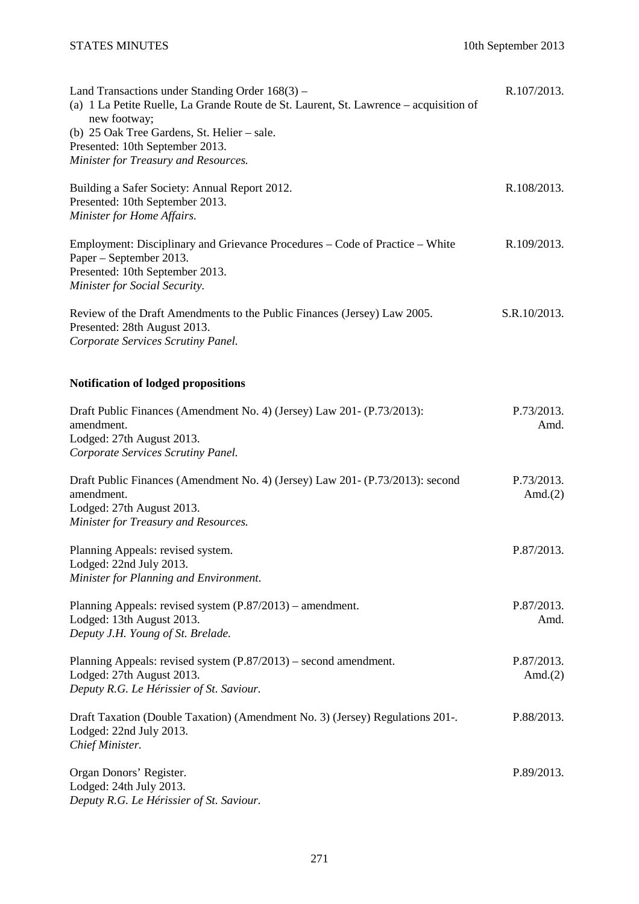Land Transactions under Standing Order 168(3) –
(a) 1 La Petite Ruelle, La Grande Route de St. Laurent, St. Lawrence – acquisition of new footway;
(b) 25 Oak Tree Gardens, St. Helier – sale.
Presented: 10th September 2013.
*Minister for Treasury and Resources.* — R.107/2013.

Building a Safer Society: Annual Report 2012.
Presented: 10th September 2013.
*Minister for Home Affairs.* — R.108/2013.

Employment: Disciplinary and Grievance Procedures – Code of Practice – White Paper – September 2013.
Presented: 10th September 2013.
*Minister for Social Security.* — R.109/2013.

Review of the Draft Amendments to the Public Finances (Jersey) Law 2005.
Presented: 28th August 2013.
*Corporate Services Scrutiny Panel.* — S.R.10/2013.

**Notification of lodged propositions**

Draft Public Finances (Amendment No. 4) (Jersey) Law 201- (P.73/2013): amendment.
Lodged: 27th August 2013.
*Corporate Services Scrutiny Panel.* — P.73/2013. Amd.

Draft Public Finances (Amendment No. 4) (Jersey) Law 201- (P.73/2013): second amendment.
Lodged: 27th August 2013.
*Minister for Treasury and Resources.* — P.73/2013. Amd.(2)

Planning Appeals: revised system.
Lodged: 22nd July 2013.
*Minister for Planning and Environment.* — P.87/2013.

Planning Appeals: revised system (P.87/2013) – amendment.
Lodged: 13th August 2013.
*Deputy J.H. Young of St. Brelade.* — P.87/2013. Amd.

Planning Appeals: revised system (P.87/2013) – second amendment.
Lodged: 27th August 2013.
*Deputy R.G. Le Hérissier of St. Saviour.* — P.87/2013. Amd.(2)

Draft Taxation (Double Taxation) (Amendment No. 3) (Jersey) Regulations 201-.
Lodged: 22nd July 2013.
*Chief Minister.* — P.88/2013.

Organ Donors' Register.
Lodged: 24th July 2013.
*Deputy R.G. Le Hérissier of St. Saviour.* — P.89/2013.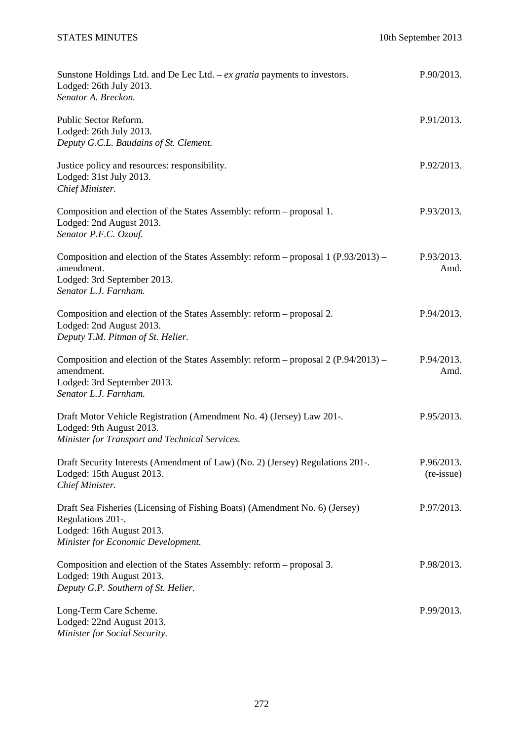Sunstone Holdings Ltd. and De Lec Ltd. – *ex gratia* payments to investors. P.90/2013.
Lodged: 26th July 2013.
*Senator A. Breckon.*

Public Sector Reform. P.91/2013.
Lodged: 26th July 2013.
*Deputy G.C.L. Baudains of St. Clement.*

Justice policy and resources: responsibility. P.92/2013.
Lodged: 31st July 2013.
*Chief Minister.*

Composition and election of the States Assembly: reform – proposal 1. P.93/2013.
Lodged: 2nd August 2013.
*Senator P.F.C. Ozouf.*

Composition and election of the States Assembly: reform – proposal 1 (P.93/2013) – amendment. P.93/2013. Amd.
Lodged: 3rd September 2013.
*Senator L.J. Farnham.*

Composition and election of the States Assembly: reform – proposal 2. P.94/2013.
Lodged: 2nd August 2013.
*Deputy T.M. Pitman of St. Helier.*

Composition and election of the States Assembly: reform – proposal 2 (P.94/2013) – amendment. P.94/2013. Amd.
Lodged: 3rd September 2013.
*Senator L.J. Farnham.*

Draft Motor Vehicle Registration (Amendment No. 4) (Jersey) Law 201-. P.95/2013.
Lodged: 9th August 2013.
*Minister for Transport and Technical Services.*

Draft Security Interests (Amendment of Law) (No. 2) (Jersey) Regulations 201-. P.96/2013. (re-issue)
Lodged: 15th August 2013.
*Chief Minister.*

Draft Sea Fisheries (Licensing of Fishing Boats) (Amendment No. 6) (Jersey) Regulations 201-. P.97/2013.
Lodged: 16th August 2013.
*Minister for Economic Development.*

Composition and election of the States Assembly: reform – proposal 3. P.98/2013.
Lodged: 19th August 2013.
*Deputy G.P. Southern of St. Helier.*

Long-Term Care Scheme. P.99/2013.
Lodged: 22nd August 2013.
*Minister for Social Security.*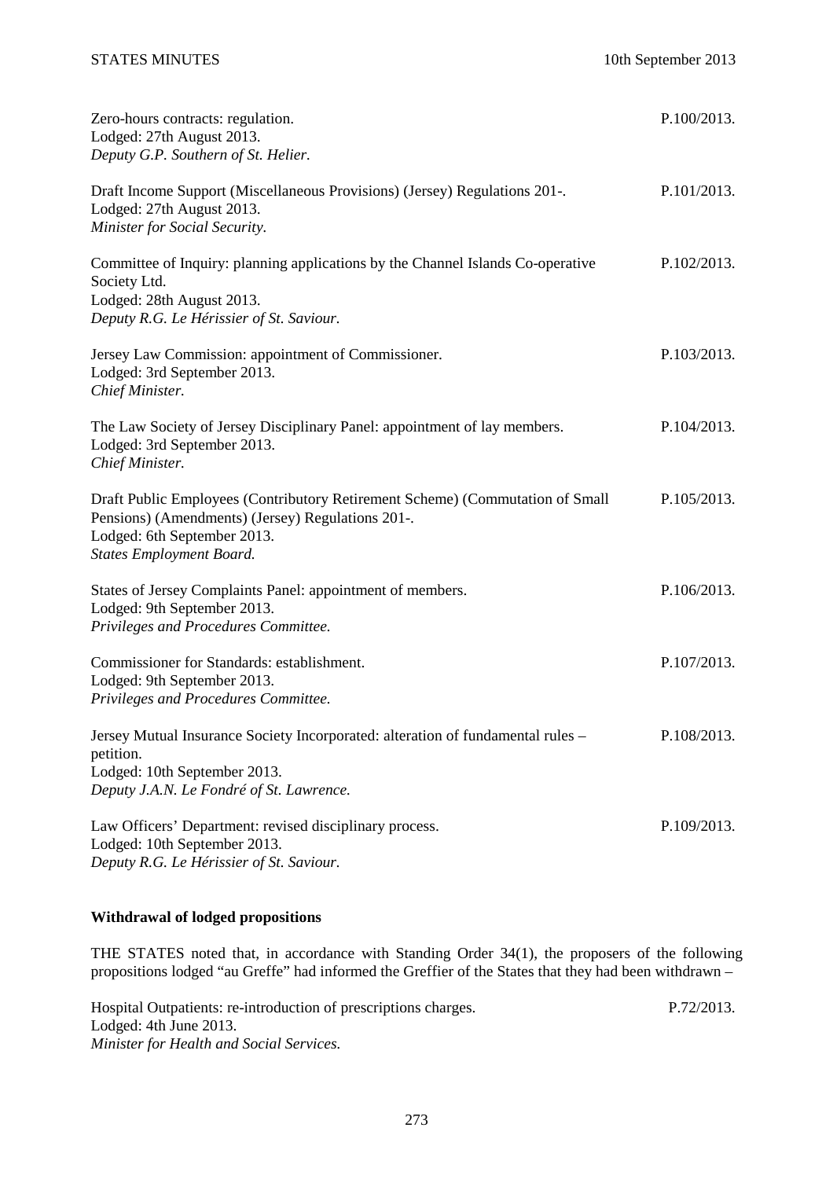Zero-hours contracts: regulation. P.100/2013.
Lodged: 27th August 2013.
*Deputy G.P. Southern of St. Helier.*

Draft Income Support (Miscellaneous Provisions) (Jersey) Regulations 201-. P.101/2013.
Lodged: 27th August 2013.
*Minister for Social Security.*

Committee of Inquiry: planning applications by the Channel Islands Co-operative Society Ltd. P.102/2013.
Lodged: 28th August 2013.
*Deputy R.G. Le Hérissier of St. Saviour.*

Jersey Law Commission: appointment of Commissioner. P.103/2013.
Lodged: 3rd September 2013.
*Chief Minister.*

The Law Society of Jersey Disciplinary Panel: appointment of lay members. P.104/2013.
Lodged: 3rd September 2013.
*Chief Minister.*

Draft Public Employees (Contributory Retirement Scheme) (Commutation of Small Pensions) (Amendments) (Jersey) Regulations 201-. P.105/2013.
Lodged: 6th September 2013.
*States Employment Board.*

States of Jersey Complaints Panel: appointment of members. P.106/2013.
Lodged: 9th September 2013.
*Privileges and Procedures Committee.*

Commissioner for Standards: establishment. P.107/2013.
Lodged: 9th September 2013.
*Privileges and Procedures Committee.*

Jersey Mutual Insurance Society Incorporated: alteration of fundamental rules – petition. P.108/2013.
Lodged: 10th September 2013.
*Deputy J.A.N. Le Fondré of St. Lawrence.*

Law Officers' Department: revised disciplinary process. P.109/2013.
Lodged: 10th September 2013.
*Deputy R.G. Le Hérissier of St. Saviour.*

**Withdrawal of lodged propositions**

THE STATES noted that, in accordance with Standing Order 34(1), the proposers of the following propositions lodged "au Greffe" had informed the Greffier of the States that they had been withdrawn –

Hospital Outpatients: re-introduction of prescriptions charges. P.72/2013.
Lodged: 4th June 2013.
*Minister for Health and Social Services.*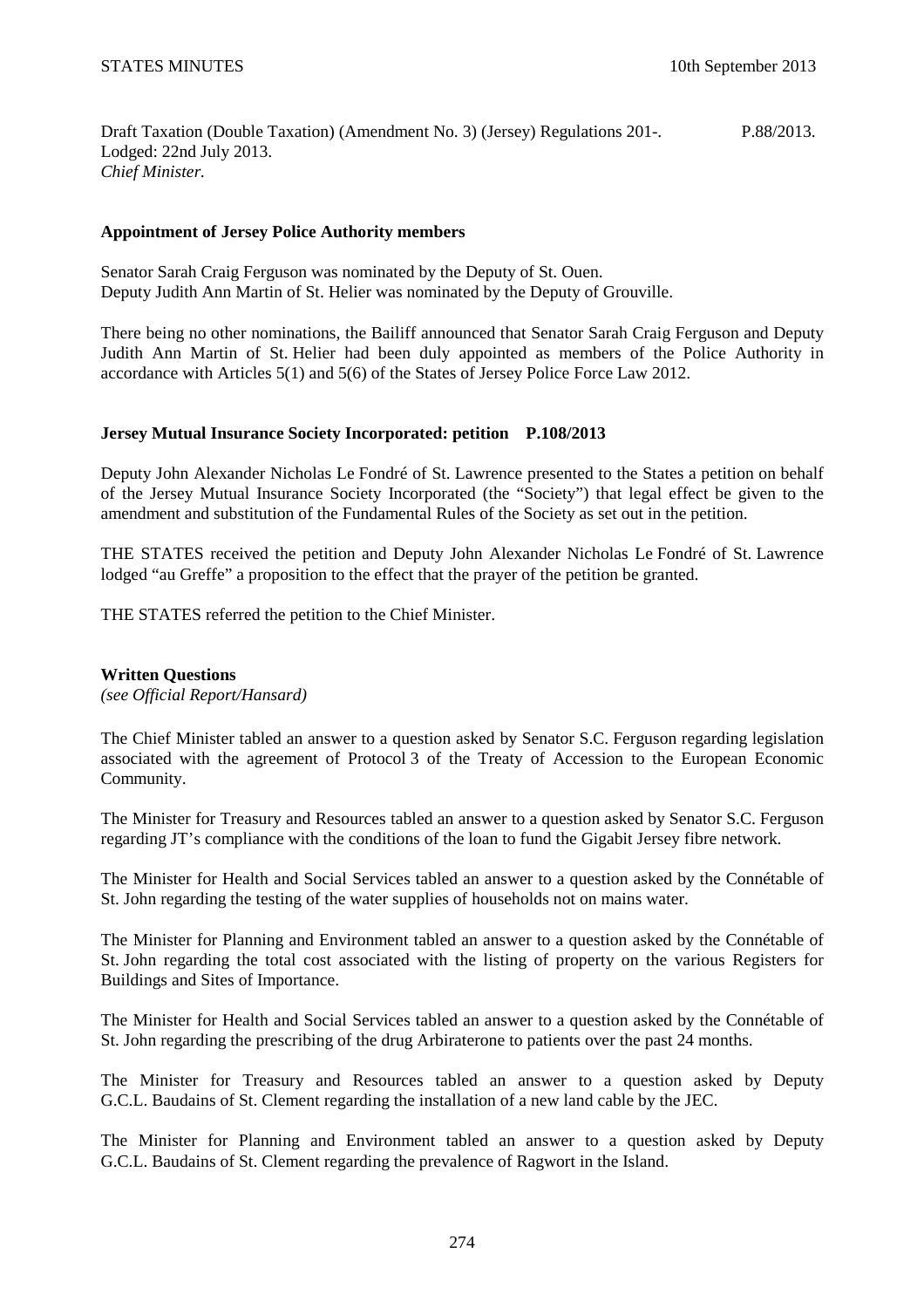Draft Taxation (Double Taxation) (Amendment No. 3) (Jersey) Regulations 201-. P.88/2013.
Lodged: 22nd July 2013.
*Chief Minister.*

**Appointment of Jersey Police Authority members**

Senator Sarah Craig Ferguson was nominated by the Deputy of St. Ouen.
Deputy Judith Ann Martin of St. Helier was nominated by the Deputy of Grouville.

There being no other nominations, the Bailiff announced that Senator Sarah Craig Ferguson and Deputy Judith Ann Martin of St. Helier had been duly appointed as members of the Police Authority in accordance with Articles 5(1) and 5(6) of the States of Jersey Police Force Law 2012.

**Jersey Mutual Insurance Society Incorporated: petition P.108/2013**

Deputy John Alexander Nicholas Le Fondré of St. Lawrence presented to the States a petition on behalf of the Jersey Mutual Insurance Society Incorporated (the "Society") that legal effect be given to the amendment and substitution of the Fundamental Rules of the Society as set out in the petition.

THE STATES received the petition and Deputy John Alexander Nicholas Le Fondré of St. Lawrence lodged "au Greffe" a proposition to the effect that the prayer of the petition be granted.

THE STATES referred the petition to the Chief Minister.

**Written Questions**
*(see Official Report/Hansard)*

The Chief Minister tabled an answer to a question asked by Senator S.C. Ferguson regarding legislation associated with the agreement of Protocol 3 of the Treaty of Accession to the European Economic Community.

The Minister for Treasury and Resources tabled an answer to a question asked by Senator S.C. Ferguson regarding JT's compliance with the conditions of the loan to fund the Gigabit Jersey fibre network.

The Minister for Health and Social Services tabled an answer to a question asked by the Connétable of St. John regarding the testing of the water supplies of households not on mains water.

The Minister for Planning and Environment tabled an answer to a question asked by the Connétable of St. John regarding the total cost associated with the listing of property on the various Registers for Buildings and Sites of Importance.

The Minister for Health and Social Services tabled an answer to a question asked by the Connétable of St. John regarding the prescribing of the drug Arbiraterone to patients over the past 24 months.

The Minister for Treasury and Resources tabled an answer to a question asked by Deputy G.C.L. Baudains of St. Clement regarding the installation of a new land cable by the JEC.

The Minister for Planning and Environment tabled an answer to a question asked by Deputy G.C.L. Baudains of St. Clement regarding the prevalence of Ragwort in the Island.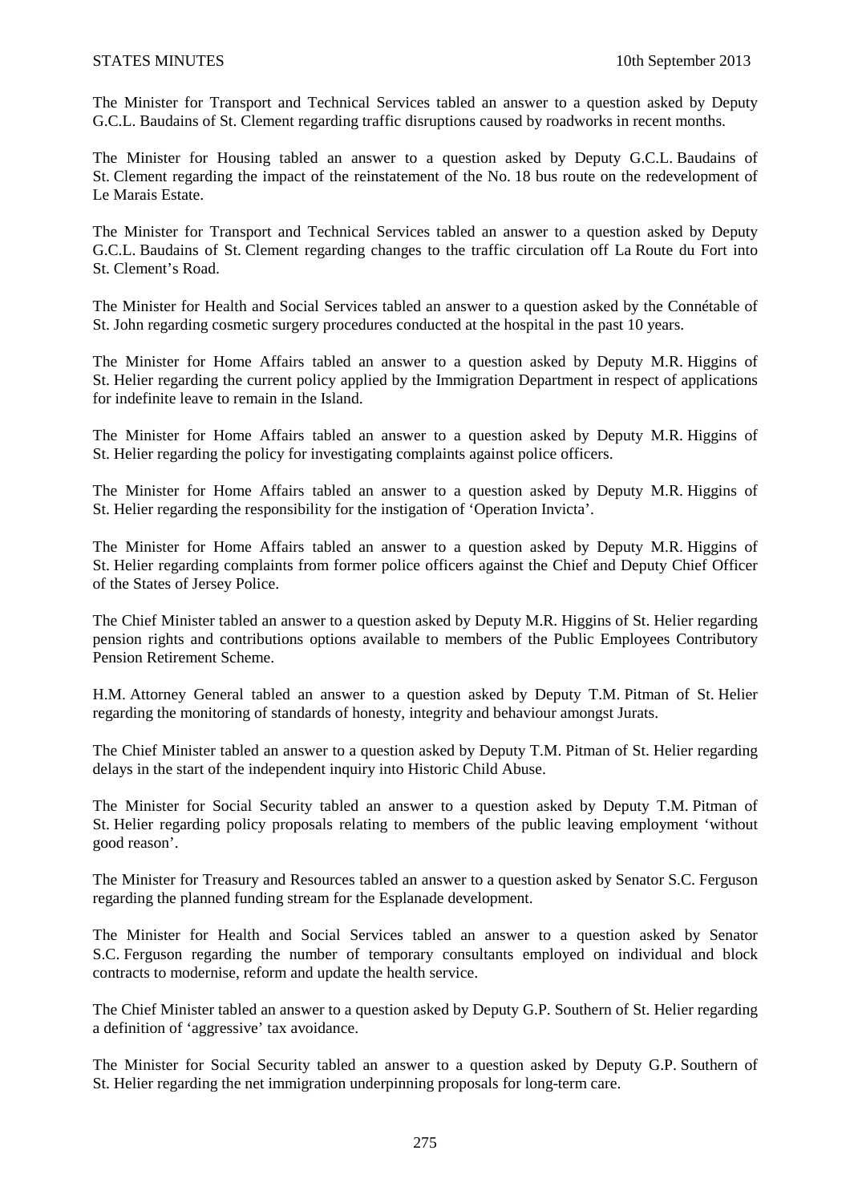The Minister for Transport and Technical Services tabled an answer to a question asked by Deputy G.C.L. Baudains of St. Clement regarding traffic disruptions caused by roadworks in recent months.

The Minister for Housing tabled an answer to a question asked by Deputy G.C.L. Baudains of St. Clement regarding the impact of the reinstatement of the No. 18 bus route on the redevelopment of Le Marais Estate.

The Minister for Transport and Technical Services tabled an answer to a question asked by Deputy G.C.L. Baudains of St. Clement regarding changes to the traffic circulation off La Route du Fort into St. Clement's Road.

The Minister for Health and Social Services tabled an answer to a question asked by the Connétable of St. John regarding cosmetic surgery procedures conducted at the hospital in the past 10 years.

The Minister for Home Affairs tabled an answer to a question asked by Deputy M.R. Higgins of St. Helier regarding the current policy applied by the Immigration Department in respect of applications for indefinite leave to remain in the Island.

The Minister for Home Affairs tabled an answer to a question asked by Deputy M.R. Higgins of St. Helier regarding the policy for investigating complaints against police officers.

The Minister for Home Affairs tabled an answer to a question asked by Deputy M.R. Higgins of St. Helier regarding the responsibility for the instigation of 'Operation Invicta'.

The Minister for Home Affairs tabled an answer to a question asked by Deputy M.R. Higgins of St. Helier regarding complaints from former police officers against the Chief and Deputy Chief Officer of the States of Jersey Police.

The Chief Minister tabled an answer to a question asked by Deputy M.R. Higgins of St. Helier regarding pension rights and contributions options available to members of the Public Employees Contributory Pension Retirement Scheme.

H.M. Attorney General tabled an answer to a question asked by Deputy T.M. Pitman of St. Helier regarding the monitoring of standards of honesty, integrity and behaviour amongst Jurats.

The Chief Minister tabled an answer to a question asked by Deputy T.M. Pitman of St. Helier regarding delays in the start of the independent inquiry into Historic Child Abuse.

The Minister for Social Security tabled an answer to a question asked by Deputy T.M. Pitman of St. Helier regarding policy proposals relating to members of the public leaving employment 'without good reason'.

The Minister for Treasury and Resources tabled an answer to a question asked by Senator S.C. Ferguson regarding the planned funding stream for the Esplanade development.

The Minister for Health and Social Services tabled an answer to a question asked by Senator S.C. Ferguson regarding the number of temporary consultants employed on individual and block contracts to modernise, reform and update the health service.

The Chief Minister tabled an answer to a question asked by Deputy G.P. Southern of St. Helier regarding a definition of 'aggressive' tax avoidance.

The Minister for Social Security tabled an answer to a question asked by Deputy G.P. Southern of St. Helier regarding the net immigration underpinning proposals for long-term care.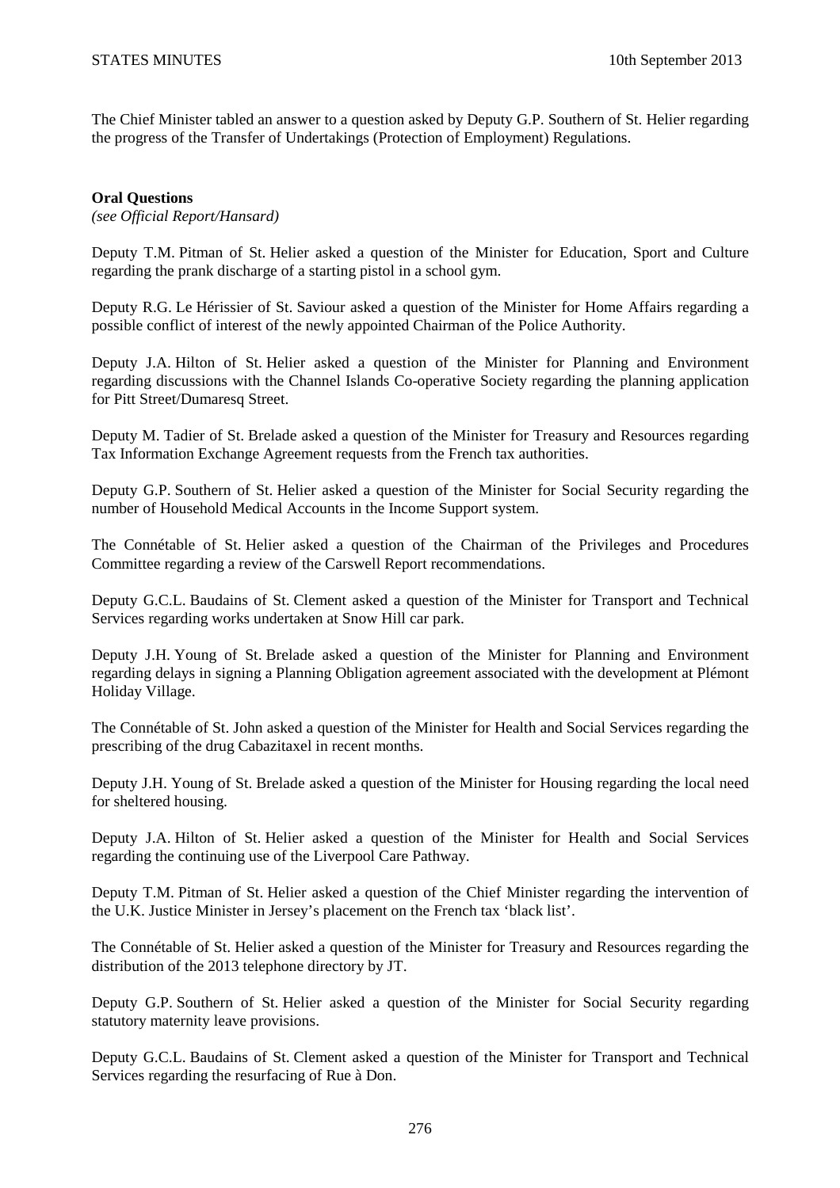The Chief Minister tabled an answer to a question asked by Deputy G.P. Southern of St. Helier regarding the progress of the Transfer of Undertakings (Protection of Employment) Regulations.

**Oral Questions**
*(see Official Report/Hansard)*

Deputy T.M. Pitman of St. Helier asked a question of the Minister for Education, Sport and Culture regarding the prank discharge of a starting pistol in a school gym.

Deputy R.G. Le Hérissier of St. Saviour asked a question of the Minister for Home Affairs regarding a possible conflict of interest of the newly appointed Chairman of the Police Authority.

Deputy J.A. Hilton of St. Helier asked a question of the Minister for Planning and Environment regarding discussions with the Channel Islands Co-operative Society regarding the planning application for Pitt Street/Dumaresq Street.

Deputy M. Tadier of St. Brelade asked a question of the Minister for Treasury and Resources regarding Tax Information Exchange Agreement requests from the French tax authorities.

Deputy G.P. Southern of St. Helier asked a question of the Minister for Social Security regarding the number of Household Medical Accounts in the Income Support system.

The Connétable of St. Helier asked a question of the Chairman of the Privileges and Procedures Committee regarding a review of the Carswell Report recommendations.

Deputy G.C.L. Baudains of St. Clement asked a question of the Minister for Transport and Technical Services regarding works undertaken at Snow Hill car park.

Deputy J.H. Young of St. Brelade asked a question of the Minister for Planning and Environment regarding delays in signing a Planning Obligation agreement associated with the development at Plémont Holiday Village.

The Connétable of St. John asked a question of the Minister for Health and Social Services regarding the prescribing of the drug Cabazitaxel in recent months.

Deputy J.H. Young of St. Brelade asked a question of the Minister for Housing regarding the local need for sheltered housing.

Deputy J.A. Hilton of St. Helier asked a question of the Minister for Health and Social Services regarding the continuing use of the Liverpool Care Pathway.

Deputy T.M. Pitman of St. Helier asked a question of the Chief Minister regarding the intervention of the U.K. Justice Minister in Jersey's placement on the French tax 'black list'.

The Connétable of St. Helier asked a question of the Minister for Treasury and Resources regarding the distribution of the 2013 telephone directory by JT.

Deputy G.P. Southern of St. Helier asked a question of the Minister for Social Security regarding statutory maternity leave provisions.

Deputy G.C.L. Baudains of St. Clement asked a question of the Minister for Transport and Technical Services regarding the resurfacing of Rue à Don.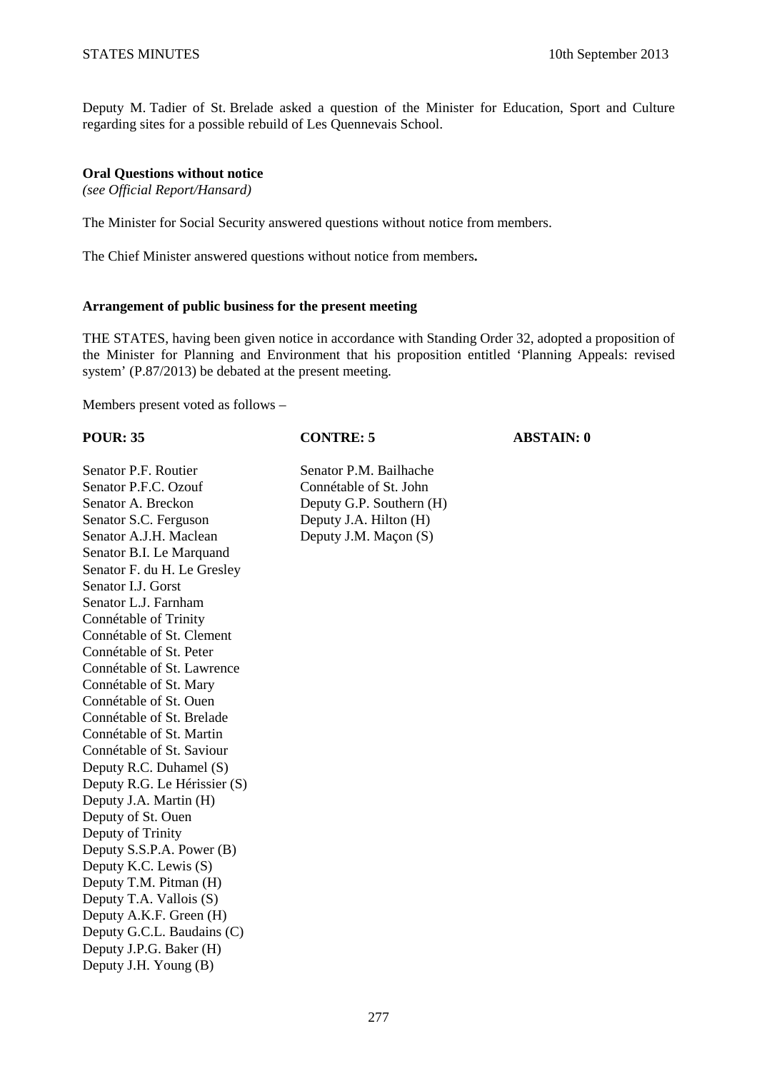Deputy M. Tadier of St. Brelade asked a question of the Minister for Education, Sport and Culture regarding sites for a possible rebuild of Les Quennevais School.

**Oral Questions without notice**
*(see Official Report/Hansard)*

The Minister for Social Security answered questions without notice from members.

The Chief Minister answered questions without notice from members**.**

**Arrangement of public business for the present meeting**

THE STATES, having been given notice in accordance with Standing Order 32, adopted a proposition of the Minister for Planning and Environment that his proposition entitled 'Planning Appeals: revised system' (P.87/2013) be debated at the present meeting.

Members present voted as follows –

| **POUR: 35** | **CONTRE: 5** | **ABSTAIN: 0** |
|---|---|---|
| Senator P.F. Routier | Senator P.M. Bailhache | |
| Senator P.F.C. Ozouf | Connétable of St. John | |
| Senator A. Breckon | Deputy G.P. Southern (H) | |
| Senator S.C. Ferguson | Deputy J.A. Hilton (H) | |
| Senator A.J.H. Maclean | Deputy J.M. Maçon (S) | |
| Senator B.I. Le Marquand | | |
| Senator F. du H. Le Gresley | | |
| Senator I.J. Gorst | | |
| Senator L.J. Farnham | | |
| Connétable of Trinity | | |
| Connétable of St. Clement | | |
| Connétable of St. Peter | | |
| Connétable of St. Lawrence | | |
| Connétable of St. Mary | | |
| Connétable of St. Ouen | | |
| Connétable of St. Brelade | | |
| Connétable of St. Martin | | |
| Connétable of St. Saviour | | |
| Deputy R.C. Duhamel (S) | | |
| Deputy R.G. Le Hérissier (S) | | |
| Deputy J.A. Martin (H) | | |
| Deputy of St. Ouen | | |
| Deputy of Trinity | | |
| Deputy S.S.P.A. Power (B) | | |
| Deputy K.C. Lewis (S) | | |
| Deputy T.M. Pitman (H) | | |
| Deputy T.A. Vallois (S) | | |
| Deputy A.K.F. Green (H) | | |
| Deputy G.C.L. Baudains (C) | | |
| Deputy J.P.G. Baker (H) | | |
| Deputy J.H. Young (B) | | |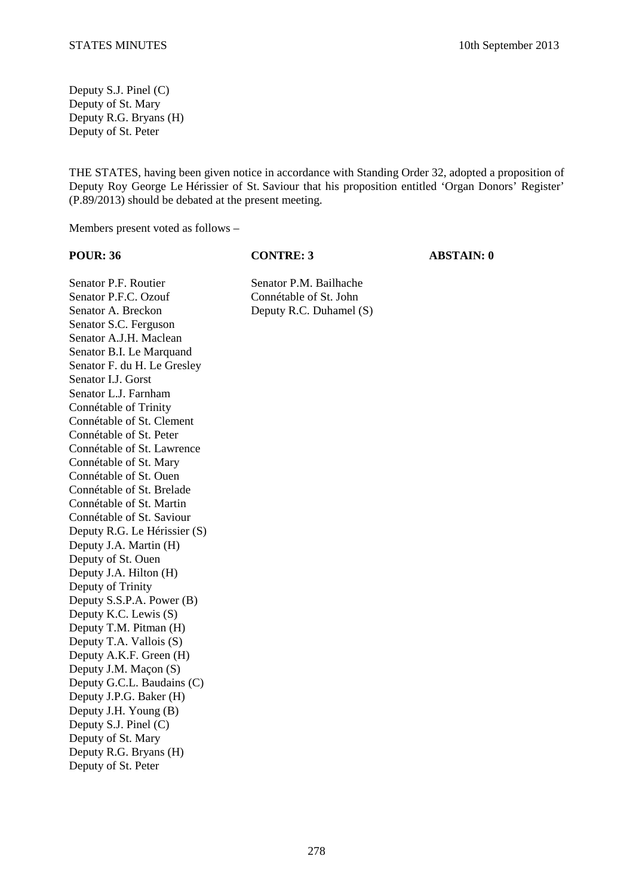Deputy S.J. Pinel (C)
Deputy of St. Mary
Deputy R.G. Bryans (H)
Deputy of St. Peter

THE STATES, having been given notice in accordance with Standing Order 32, adopted a proposition of Deputy Roy George Le Hérissier of St. Saviour that his proposition entitled 'Organ Donors' Register' (P.89/2013) should be debated at the present meeting.

Members present voted as follows –

| POUR: 36 | CONTRE: 3 | ABSTAIN: 0 |
|---|---|---|
| Senator P.F. Routier | Senator P.M. Bailhache | |
| Senator P.F.C. Ozouf | Connétable of St. John | |
| Senator A. Breckon | Deputy R.C. Duhamel (S) | |
| Senator S.C. Ferguson | | |
| Senator A.J.H. Maclean | | |
| Senator B.I. Le Marquand | | |
| Senator F. du H. Le Gresley | | |
| Senator I.J. Gorst | | |
| Senator L.J. Farnham | | |
| Connétable of Trinity | | |
| Connétable of St. Clement | | |
| Connétable of St. Peter | | |
| Connétable of St. Lawrence | | |
| Connétable of St. Mary | | |
| Connétable of St. Ouen | | |
| Connétable of St. Brelade | | |
| Connétable of St. Martin | | |
| Connétable of St. Saviour | | |
| Deputy R.G. Le Hérissier (S) | | |
| Deputy J.A. Martin (H) | | |
| Deputy of St. Ouen | | |
| Deputy J.A. Hilton (H) | | |
| Deputy of Trinity | | |
| Deputy S.S.P.A. Power (B) | | |
| Deputy K.C. Lewis (S) | | |
| Deputy T.M. Pitman (H) | | |
| Deputy T.A. Vallois (S) | | |
| Deputy A.K.F. Green (H) | | |
| Deputy J.M. Maçon (S) | | |
| Deputy G.C.L. Baudains (C) | | |
| Deputy J.P.G. Baker (H) | | |
| Deputy J.H. Young (B) | | |
| Deputy S.J. Pinel (C) | | |
| Deputy of St. Mary | | |
| Deputy R.G. Bryans (H) | | |
| Deputy of St. Peter | | |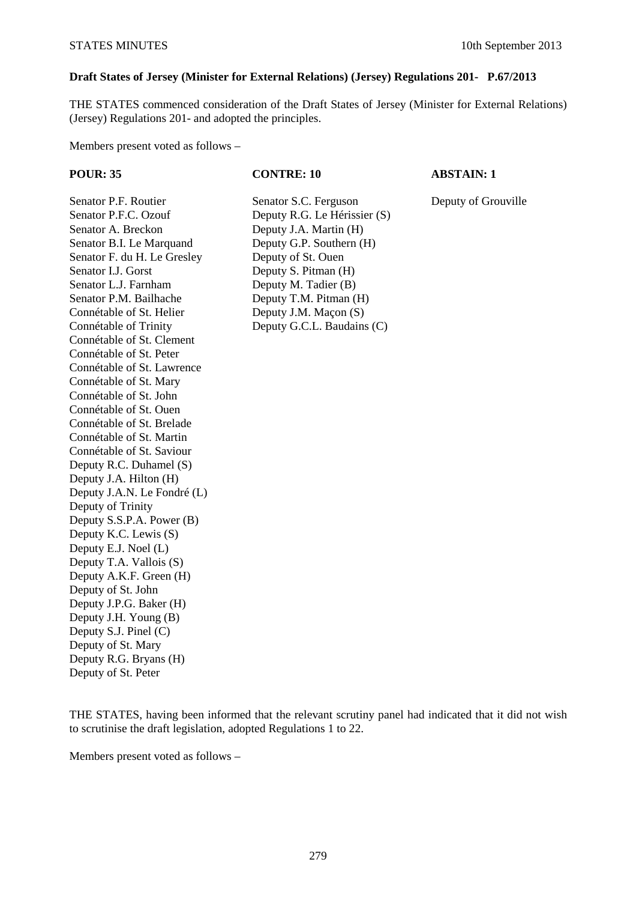**Draft States of Jersey (Minister for External Relations) (Jersey) Regulations 201- P.67/2013**

THE STATES commenced consideration of the Draft States of Jersey (Minister for External Relations) (Jersey) Regulations 201- and adopted the principles.

Members present voted as follows –

| POUR: 35 | CONTRE: 10 | ABSTAIN: 1 |
|---|---|---|
| Senator P.F. Routier | Senator S.C. Ferguson | Deputy of Grouville |
| Senator P.F.C. Ozouf | Deputy R.G. Le Hérissier (S) | |
| Senator A. Breckon | Deputy J.A. Martin (H) | |
| Senator B.I. Le Marquand | Deputy G.P. Southern (H) | |
| Senator F. du H. Le Gresley | Deputy of St. Ouen | |
| Senator I.J. Gorst | Deputy S. Pitman (H) | |
| Senator L.J. Farnham | Deputy M. Tadier (B) | |
| Senator P.M. Bailhache | Deputy T.M. Pitman (H) | |
| Connétable of St. Helier | Deputy J.M. Maçon (S) | |
| Connétable of Trinity | Deputy G.C.L. Baudains (C) | |
| Connétable of St. Clement | | |
| Connétable of St. Peter | | |
| Connétable of St. Lawrence | | |
| Connétable of St. Mary | | |
| Connétable of St. John | | |
| Connétable of St. Ouen | | |
| Connétable of St. Brelade | | |
| Connétable of St. Martin | | |
| Connétable of St. Saviour | | |
| Deputy R.C. Duhamel (S) | | |
| Deputy J.A. Hilton (H) | | |
| Deputy J.A.N. Le Fondré (L) | | |
| Deputy of Trinity | | |
| Deputy S.S.P.A. Power (B) | | |
| Deputy K.C. Lewis (S) | | |
| Deputy E.J. Noel (L) | | |
| Deputy T.A. Vallois (S) | | |
| Deputy A.K.F. Green (H) | | |
| Deputy of St. John | | |
| Deputy J.P.G. Baker (H) | | |
| Deputy J.H. Young (B) | | |
| Deputy S.J. Pinel (C) | | |
| Deputy of St. Mary | | |
| Deputy R.G. Bryans (H) | | |
| Deputy of St. Peter | | |

THE STATES, having been informed that the relevant scrutiny panel had indicated that it did not wish to scrutinise the draft legislation, adopted Regulations 1 to 22.

Members present voted as follows –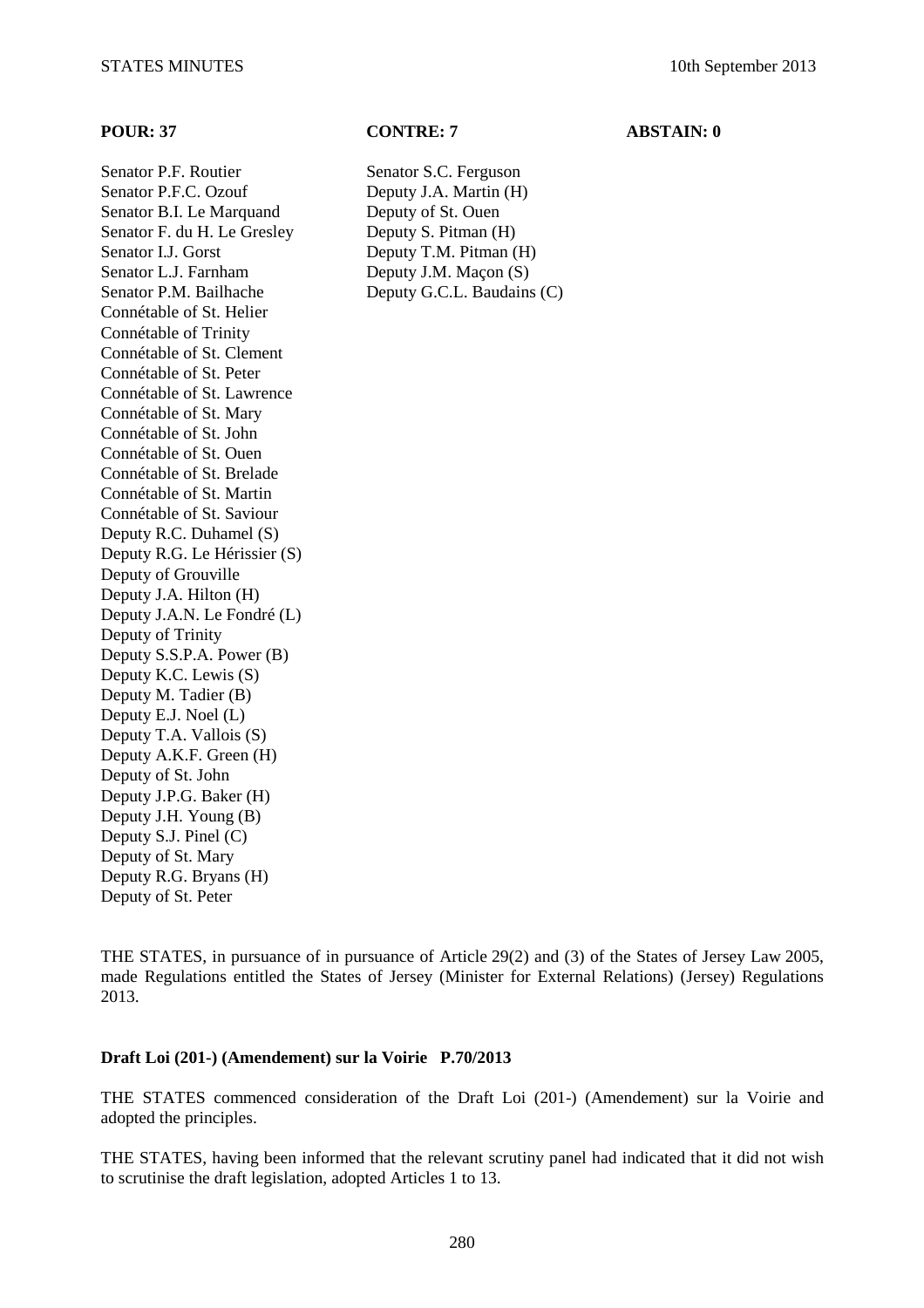| POUR: 37 | CONTRE: 7 | ABSTAIN: 0 |
|---|---|---|
| Senator P.F. Routier | Senator S.C. Ferguson | |
| Senator P.F.C. Ozouf | Deputy J.A. Martin (H) | |
| Senator B.I. Le Marquand | Deputy of St. Ouen | |
| Senator F. du H. Le Gresley | Deputy S. Pitman (H) | |
| Senator I.J. Gorst | Deputy T.M. Pitman (H) | |
| Senator L.J. Farnham | Deputy J.M. Maçon (S) | |
| Senator P.M. Bailhache | Deputy G.C.L. Baudains (C) | |
| Connétable of St. Helier | | |
| Connétable of Trinity | | |
| Connétable of St. Clement | | |
| Connétable of St. Peter | | |
| Connétable of St. Lawrence | | |
| Connétable of St. Mary | | |
| Connétable of St. John | | |
| Connétable of St. Ouen | | |
| Connétable of St. Brelade | | |
| Connétable of St. Martin | | |
| Connétable of St. Saviour | | |
| Deputy R.C. Duhamel (S) | | |
| Deputy R.G. Le Hérissier (S) | | |
| Deputy of Grouville | | |
| Deputy J.A. Hilton (H) | | |
| Deputy J.A.N. Le Fondré (L) | | |
| Deputy of Trinity | | |
| Deputy S.S.P.A. Power (B) | | |
| Deputy K.C. Lewis (S) | | |
| Deputy M. Tadier (B) | | |
| Deputy E.J. Noel (L) | | |
| Deputy T.A. Vallois (S) | | |
| Deputy A.K.F. Green (H) | | |
| Deputy of St. John | | |
| Deputy J.P.G. Baker (H) | | |
| Deputy J.H. Young (B) | | |
| Deputy S.J. Pinel (C) | | |
| Deputy of St. Mary | | |
| Deputy R.G. Bryans (H) | | |
| Deputy of St. Peter | | |

THE STATES, in pursuance of in pursuance of Article 29(2) and (3) of the States of Jersey Law 2005, made Regulations entitled the States of Jersey (Minister for External Relations) (Jersey) Regulations 2013.

**Draft Loi (201-) (Amendement) sur la Voirie P.70/2013**

THE STATES commenced consideration of the Draft Loi (201-) (Amendement) sur la Voirie and adopted the principles.

THE STATES, having been informed that the relevant scrutiny panel had indicated that it did not wish to scrutinise the draft legislation, adopted Articles 1 to 13.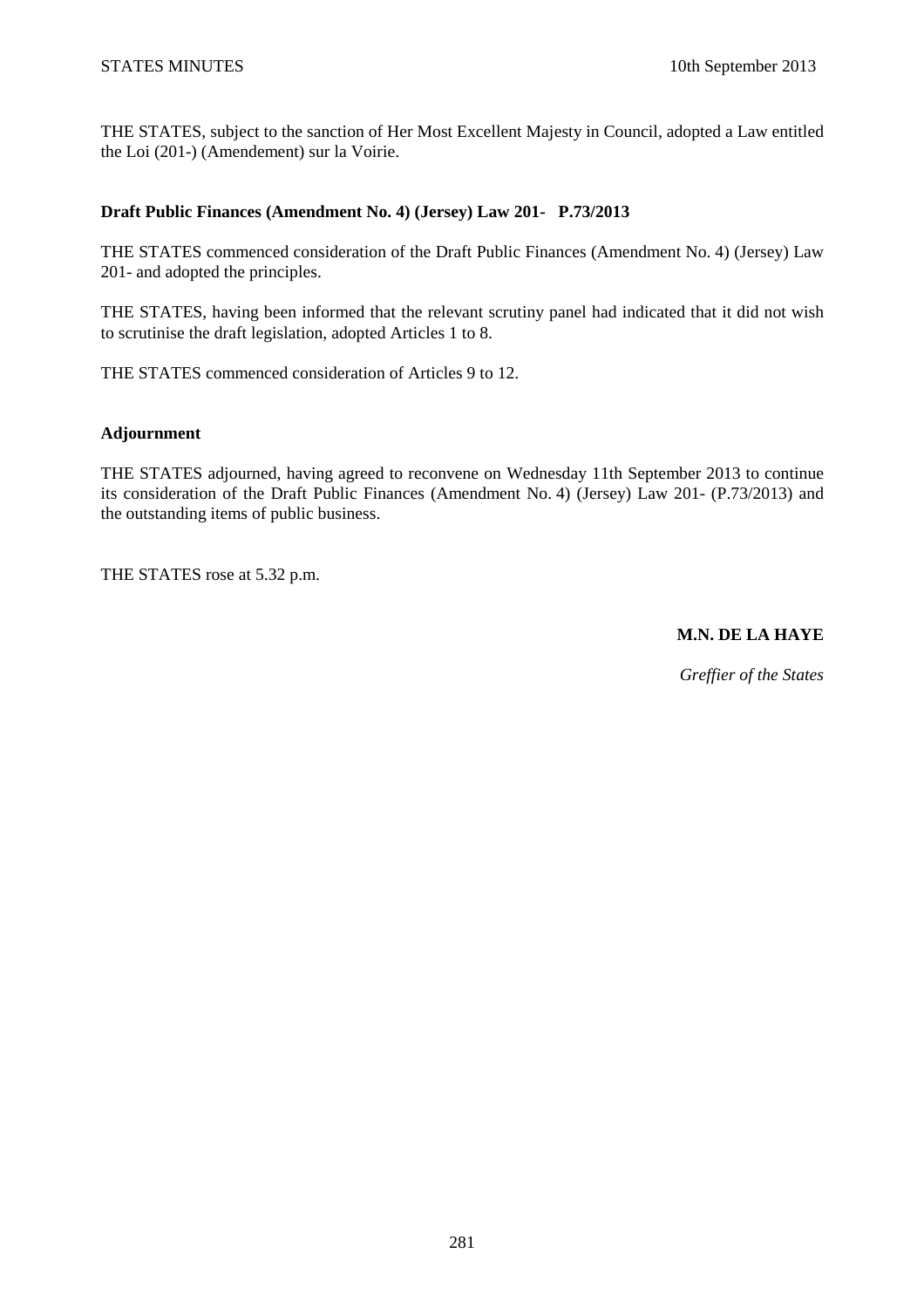THE STATES, subject to the sanction of Her Most Excellent Majesty in Council, adopted a Law entitled the Loi (201-) (Amendement) sur la Voirie.

**Draft Public Finances (Amendment No. 4) (Jersey) Law 201- P.73/2013**

THE STATES commenced consideration of the Draft Public Finances (Amendment No. 4) (Jersey) Law 201- and adopted the principles.

THE STATES, having been informed that the relevant scrutiny panel had indicated that it did not wish to scrutinise the draft legislation, adopted Articles 1 to 8.

THE STATES commenced consideration of Articles 9 to 12.

**Adjournment**

THE STATES adjourned, having agreed to reconvene on Wednesday 11th September 2013 to continue its consideration of the Draft Public Finances (Amendment No. 4) (Jersey) Law 201- (P.73/2013) and the outstanding items of public business.

THE STATES rose at 5.32 p.m.

**M.N. DE LA HAYE**

*Greffier of the States*